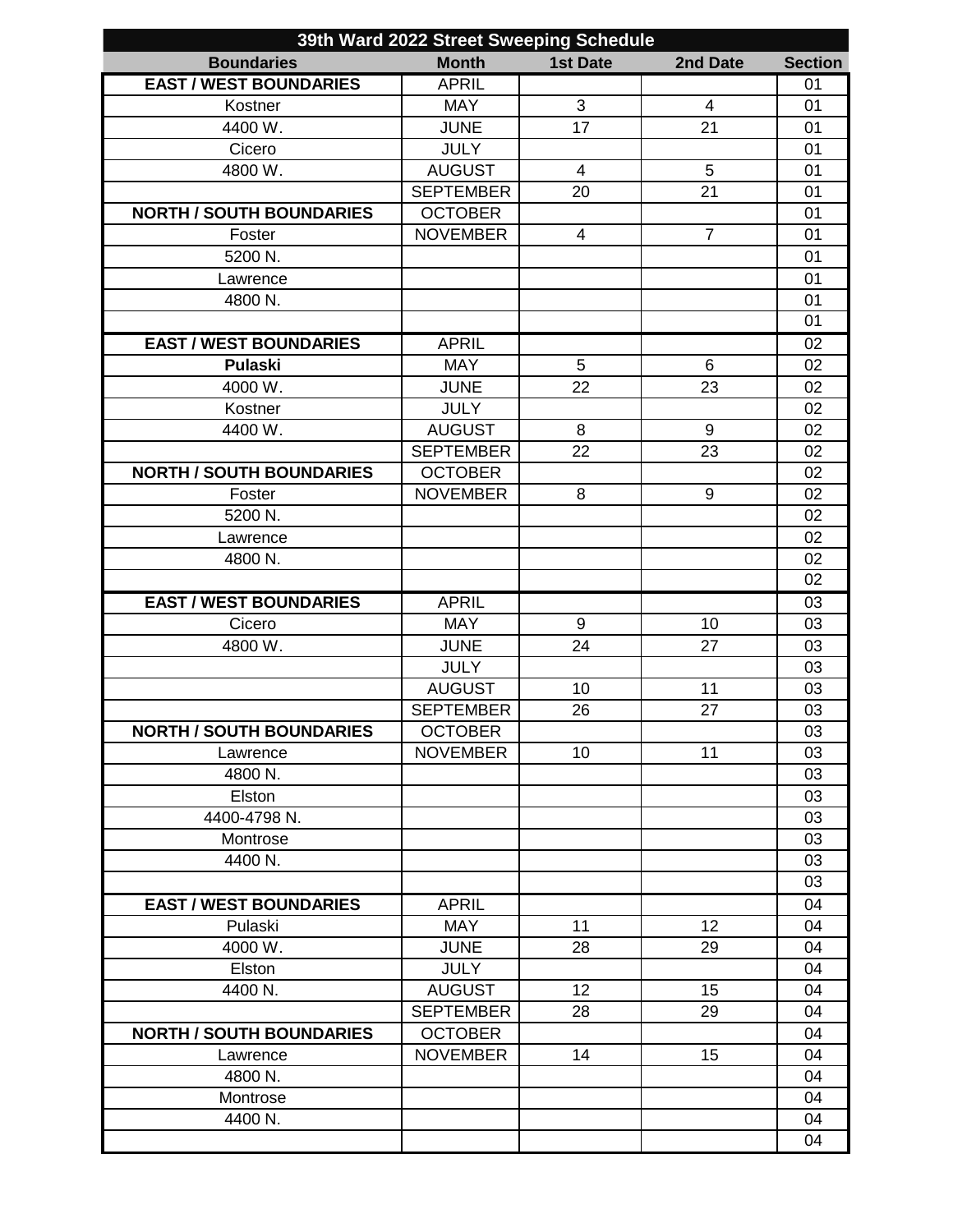| 39th Ward 2022 Street Sweeping Schedule | | | | |
|---|---|---|---|---|
| **Boundaries** | **Month** | **1st Date** | **2nd Date** | **Section** |
| **EAST / WEST BOUNDARIES** | APRIL | | | 01 |
| Kostner | MAY | 3 | 4 | 01 |
| 4400 W. | JUNE | 17 | 21 | 01 |
| Cicero | JULY | | | 01 |
| 4800 W. | AUGUST | 4 | 5 | 01 |
| | SEPTEMBER | 20 | 21 | 01 |
| **NORTH / SOUTH BOUNDARIES** | OCTOBER | | | 01 |
| Foster | NOVEMBER | 4 | 7 | 01 |
| 5200 N. | | | | 01 |
| Lawrence | | | | 01 |
| 4800 N. | | | | 01 |
| | | | | 01 |
| **EAST / WEST BOUNDARIES** | APRIL | | | 02 |
| **Pulaski** | MAY | 5 | 6 | 02 |
| 4000 W. | JUNE | 22 | 23 | 02 |
| Kostner | JULY | | | 02 |
| 4400 W. | AUGUST | 8 | 9 | 02 |
| | SEPTEMBER | 22 | 23 | 02 |
| **NORTH / SOUTH BOUNDARIES** | OCTOBER | | | 02 |
| Foster | NOVEMBER | 8 | 9 | 02 |
| 5200 N. | | | | 02 |
| Lawrence | | | | 02 |
| 4800 N. | | | | 02 |
| | | | | 02 |
| **EAST / WEST BOUNDARIES** | APRIL | | | 03 |
| Cicero | MAY | 9 | 10 | 03 |
| 4800 W. | JUNE | 24 | 27 | 03 |
| | JULY | | | 03 |
| | AUGUST | 10 | 11 | 03 |
| | SEPTEMBER | 26 | 27 | 03 |
| **NORTH / SOUTH BOUNDARIES** | OCTOBER | | | 03 |
| Lawrence | NOVEMBER | 10 | 11 | 03 |
| 4800 N. | | | | 03 |
| Elston | | | | 03 |
| 4400-4798 N. | | | | 03 |
| Montrose | | | | 03 |
| 4400 N. | | | | 03 |
| | | | | 03 |
| **EAST / WEST BOUNDARIES** | APRIL | | | 04 |
| Pulaski | MAY | 11 | 12 | 04 |
| 4000 W. | JUNE | 28 | 29 | 04 |
| Elston | JULY | | | 04 |
| 4400 N. | AUGUST | 12 | 15 | 04 |
| | SEPTEMBER | 28 | 29 | 04 |
| **NORTH / SOUTH BOUNDARIES** | OCTOBER | | | 04 |
| Lawrence | NOVEMBER | 14 | 15 | 04 |
| 4800 N. | | | | 04 |
| Montrose | | | | 04 |
| 4400 N. | | | | 04 |
| | | | | 04 |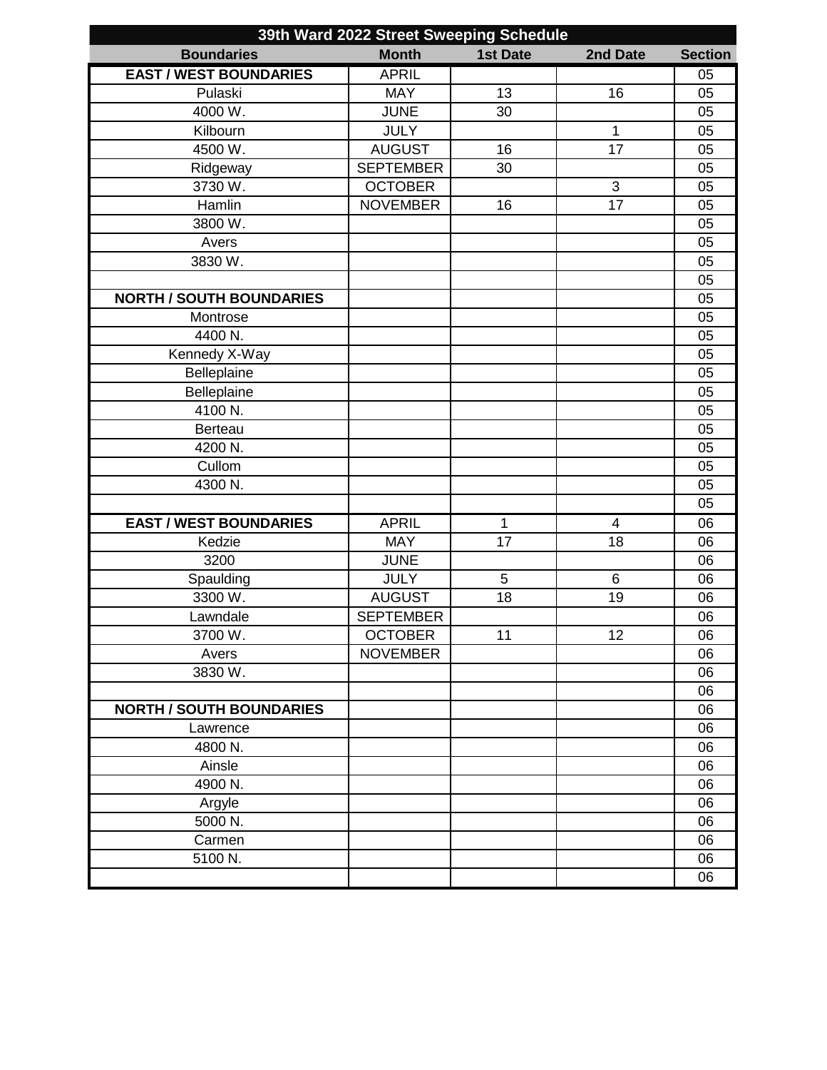| 39th Ward 2022 Street Sweeping Schedule | | | | |
|---|---|---|---|---|
| **Boundaries** | **Month** | **1st Date** | **2nd Date** | **Section** |
| **EAST / WEST BOUNDARIES** | APRIL | | | 05 |
| Pulaski | MAY | 13 | 16 | 05 |
| 4000 W. | JUNE | 30 | | 05 |
| Kilbourn | JULY | | 1 | 05 |
| 4500 W. | AUGUST | 16 | 17 | 05 |
| Ridgeway | SEPTEMBER | 30 | | 05 |
| 3730 W. | OCTOBER | | 3 | 05 |
| Hamlin | NOVEMBER | 16 | 17 | 05 |
| 3800 W. | | | | 05 |
| Avers | | | | 05 |
| 3830 W. | | | | 05 |
| | | | | 05 |
| **NORTH / SOUTH BOUNDARIES** | | | | 05 |
| Montrose | | | | 05 |
| 4400 N. | | | | 05 |
| Kennedy X-Way | | | | 05 |
| Belleplaine | | | | 05 |
| Belleplaine | | | | 05 |
| 4100 N. | | | | 05 |
| Berteau | | | | 05 |
| 4200 N. | | | | 05 |
| Cullom | | | | 05 |
| 4300 N. | | | | 05 |
| | | | | 05 |
| **EAST / WEST BOUNDARIES** | APRIL | 1 | 4 | 06 |
| Kedzie | MAY | 17 | 18 | 06 |
| 3200 | JUNE | | | 06 |
| Spaulding | JULY | 5 | 6 | 06 |
| 3300 W. | AUGUST | 18 | 19 | 06 |
| Lawndale | SEPTEMBER | | | 06 |
| 3700 W. | OCTOBER | 11 | 12 | 06 |
| Avers | NOVEMBER | | | 06 |
| 3830 W. | | | | 06 |
| | | | | 06 |
| **NORTH / SOUTH BOUNDARIES** | | | | 06 |
| Lawrence | | | | 06 |
| 4800 N. | | | | 06 |
| Ainsle | | | | 06 |
| 4900 N. | | | | 06 |
| Argyle | | | | 06 |
| 5000 N. | | | | 06 |
| Carmen | | | | 06 |
| 5100 N. | | | | 06 |
| | | | | 06 |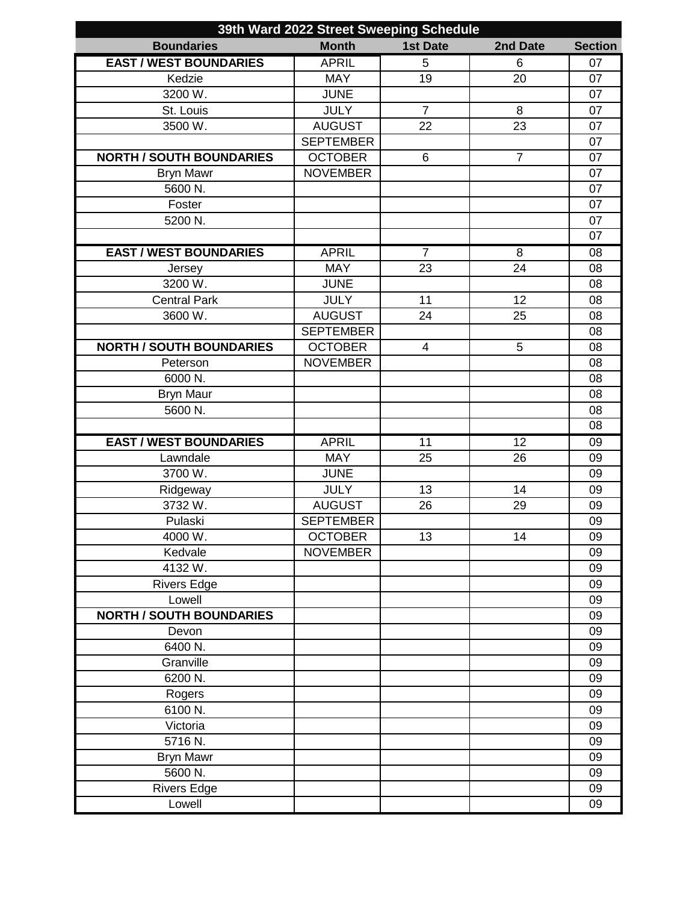| 39th Ward 2022 Street Sweeping Schedule | | | | |
|---|---|---|---|---|
| **Boundaries** | **Month** | **1st Date** | **2nd Date** | **Section** |
| **EAST / WEST BOUNDARIES** | APRIL | 5 | 6 | 07 |
| Kedzie | MAY | 19 | 20 | 07 |
| 3200 W. | JUNE | | | 07 |
| St. Louis | JULY | 7 | 8 | 07 |
| 3500 W. | AUGUST | 22 | 23 | 07 |
| | SEPTEMBER | | | 07 |
| **NORTH / SOUTH BOUNDARIES** | OCTOBER | 6 | 7 | 07 |
| Bryn Mawr | NOVEMBER | | | 07 |
| 5600 N. | | | | 07 |
| Foster | | | | 07 |
| 5200 N. | | | | 07 |
| | | | | 07 |
| **EAST / WEST BOUNDARIES** | APRIL | 7 | 8 | 08 |
| Jersey | MAY | 23 | 24 | 08 |
| 3200 W. | JUNE | | | 08 |
| Central Park | JULY | 11 | 12 | 08 |
| 3600 W. | AUGUST | 24 | 25 | 08 |
| | SEPTEMBER | | | 08 |
| **NORTH / SOUTH BOUNDARIES** | OCTOBER | 4 | 5 | 08 |
| Peterson | NOVEMBER | | | 08 |
| 6000 N. | | | | 08 |
| Bryn Maur | | | | 08 |
| 5600 N. | | | | 08 |
| | | | | 08 |
| **EAST / WEST BOUNDARIES** | APRIL | 11 | 12 | 09 |
| Lawndale | MAY | 25 | 26 | 09 |
| 3700 W. | JUNE | | | 09 |
| Ridgeway | JULY | 13 | 14 | 09 |
| 3732 W. | AUGUST | 26 | 29 | 09 |
| Pulaski | SEPTEMBER | | | 09 |
| 4000 W. | OCTOBER | 13 | 14 | 09 |
| Kedvale | NOVEMBER | | | 09 |
| 4132 W. | | | | 09 |
| Rivers Edge | | | | 09 |
| Lowell | | | | 09 |
| **NORTH / SOUTH BOUNDARIES** | | | | 09 |
| Devon | | | | 09 |
| 6400 N. | | | | 09 |
| Granville | | | | 09 |
| 6200 N. | | | | 09 |
| Rogers | | | | 09 |
| 6100 N. | | | | 09 |
| Victoria | | | | 09 |
| 5716 N. | | | | 09 |
| Bryn Mawr | | | | 09 |
| 5600 N. | | | | 09 |
| Rivers Edge | | | | 09 |
| Lowell | | | | 09 |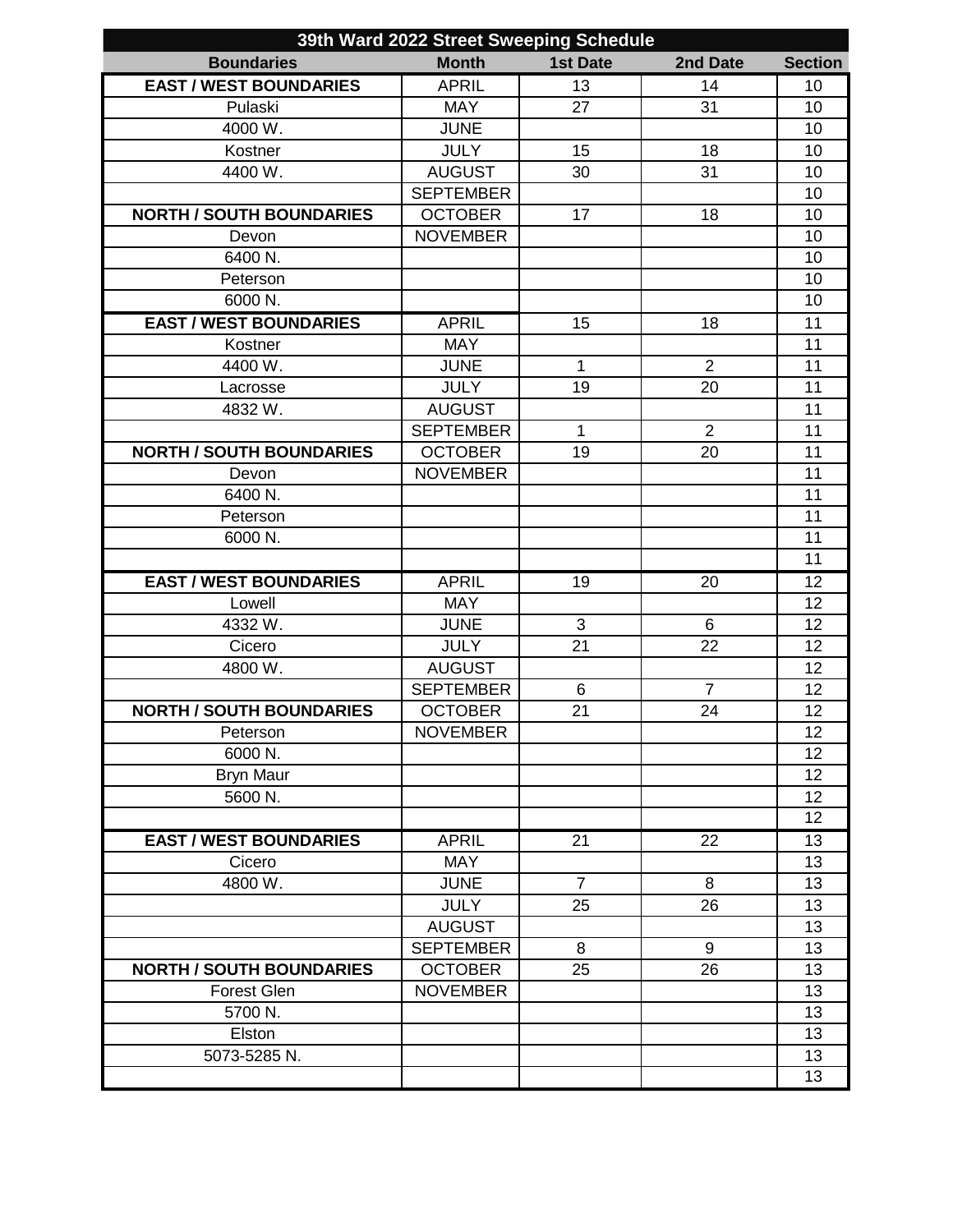| 39th Ward 2022 Street Sweeping Schedule | | | | |
|---|---|---|---|---|
| **Boundaries** | **Month** | **1st Date** | **2nd Date** | **Section** |
| **EAST / WEST BOUNDARIES** | APRIL | 13 | 14 | 10 |
| Pulaski | MAY | 27 | 31 | 10 |
| 4000 W. | JUNE | | | 10 |
| Kostner | JULY | 15 | 18 | 10 |
| 4400 W. | AUGUST | 30 | 31 | 10 |
| | SEPTEMBER | | | 10 |
| **NORTH / SOUTH BOUNDARIES** | OCTOBER | 17 | 18 | 10 |
| Devon | NOVEMBER | | | 10 |
| 6400 N. | | | | 10 |
| Peterson | | | | 10 |
| 6000 N. | | | | 10 |
| **EAST / WEST BOUNDARIES** | APRIL | 15 | 18 | 11 |
| Kostner | MAY | | | 11 |
| 4400 W. | JUNE | 1 | 2 | 11 |
| Lacrosse | JULY | 19 | 20 | 11 |
| 4832 W. | AUGUST | | | 11 |
| | SEPTEMBER | 1 | 2 | 11 |
| **NORTH / SOUTH BOUNDARIES** | OCTOBER | 19 | 20 | 11 |
| Devon | NOVEMBER | | | 11 |
| 6400 N. | | | | 11 |
| Peterson | | | | 11 |
| 6000 N. | | | | 11 |
| | | | | 11 |
| **EAST / WEST BOUNDARIES** | APRIL | 19 | 20 | 12 |
| Lowell | MAY | | | 12 |
| 4332 W. | JUNE | 3 | 6 | 12 |
| Cicero | JULY | 21 | 22 | 12 |
| 4800 W. | AUGUST | | | 12 |
| | SEPTEMBER | 6 | 7 | 12 |
| **NORTH / SOUTH BOUNDARIES** | OCTOBER | 21 | 24 | 12 |
| Peterson | NOVEMBER | | | 12 |
| 6000 N. | | | | 12 |
| Bryn Maur | | | | 12 |
| 5600 N. | | | | 12 |
| | | | | 12 |
| **EAST / WEST BOUNDARIES** | APRIL | 21 | 22 | 13 |
| Cicero | MAY | | | 13 |
| 4800 W. | JUNE | 7 | 8 | 13 |
| | JULY | 25 | 26 | 13 |
| | AUGUST | | | 13 |
| | SEPTEMBER | 8 | 9 | 13 |
| **NORTH / SOUTH BOUNDARIES** | OCTOBER | 25 | 26 | 13 |
| Forest Glen | NOVEMBER | | | 13 |
| 5700 N. | | | | 13 |
| Elston | | | | 13 |
| 5073-5285 N. | | | | 13 |
| | | | | 13 |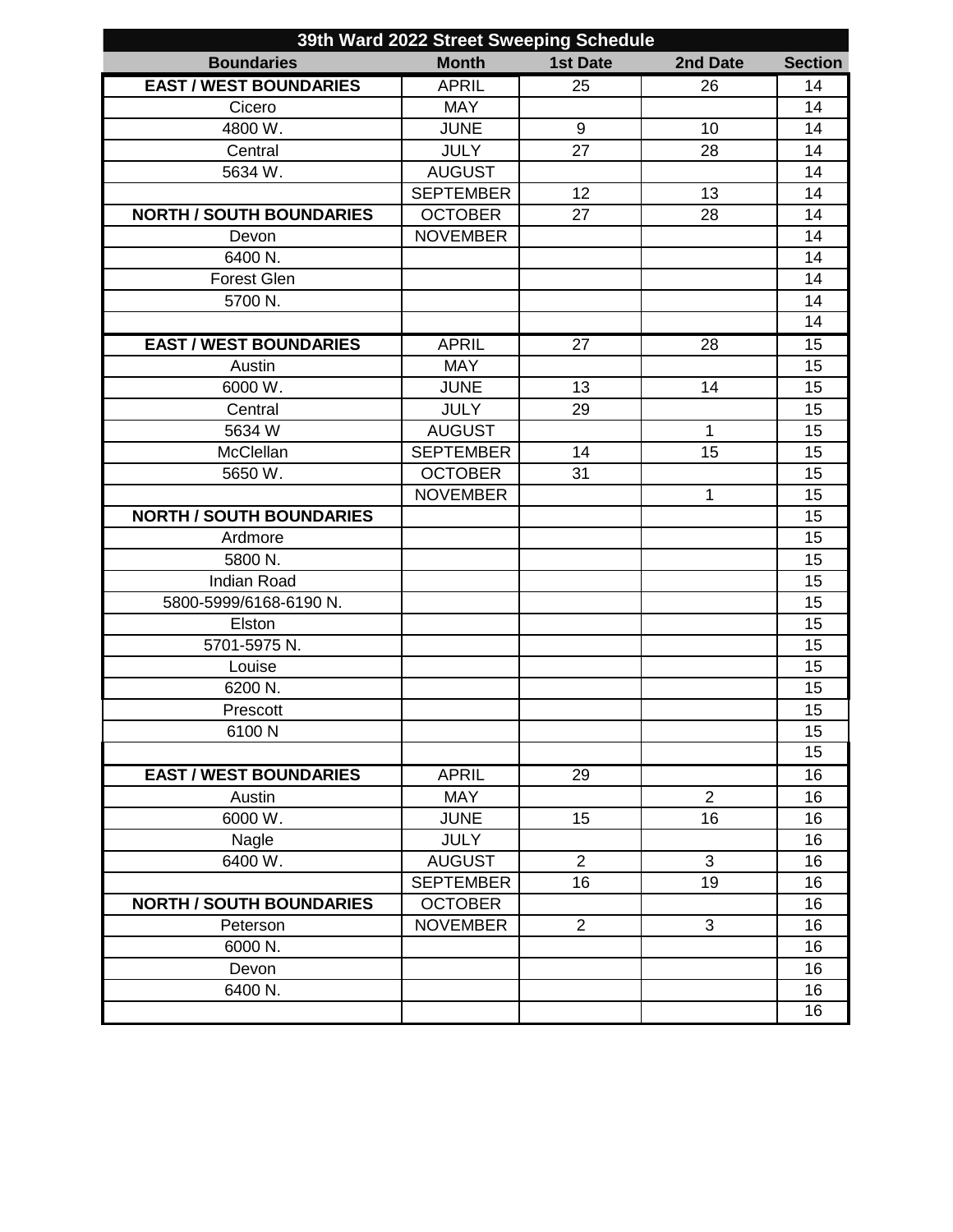| 39th Ward 2022 Street Sweeping Schedule | | | | |
|---|---|---|---|---|
| **Boundaries** | **Month** | **1st Date** | **2nd Date** | **Section** |
| **EAST / WEST BOUNDARIES** | APRIL | 25 | 26 | 14 |
| Cicero | MAY | | | 14 |
| 4800 W. | JUNE | 9 | 10 | 14 |
| Central | JULY | 27 | 28 | 14 |
| 5634 W. | AUGUST | | | 14 |
| | SEPTEMBER | 12 | 13 | 14 |
| **NORTH / SOUTH BOUNDARIES** | OCTOBER | 27 | 28 | 14 |
| Devon | NOVEMBER | | | 14 |
| 6400 N. | | | | 14 |
| Forest Glen | | | | 14 |
| 5700 N. | | | | 14 |
| | | | | 14 |
| **EAST / WEST BOUNDARIES** | APRIL | 27 | 28 | 15 |
| Austin | MAY | | | 15 |
| 6000 W. | JUNE | 13 | 14 | 15 |
| Central | JULY | 29 | | 15 |
| 5634 W | AUGUST | | 1 | 15 |
| McClellan | SEPTEMBER | 14 | 15 | 15 |
| 5650 W. | OCTOBER | 31 | | 15 |
| | NOVEMBER | | 1 | 15 |
| **NORTH / SOUTH BOUNDARIES** | | | | 15 |
| Ardmore | | | | 15 |
| 5800 N. | | | | 15 |
| Indian Road | | | | 15 |
| 5800-5999/6168-6190 N. | | | | 15 |
| Elston | | | | 15 |
| 5701-5975 N. | | | | 15 |
| Louise | | | | 15 |
| 6200 N. | | | | 15 |
| Prescott | | | | 15 |
| 6100 N | | | | 15 |
| | | | | 15 |
| **EAST / WEST BOUNDARIES** | APRIL | 29 | | 16 |
| Austin | MAY | | 2 | 16 |
| 6000 W. | JUNE | 15 | 16 | 16 |
| Nagle | JULY | | | 16 |
| 6400 W. | AUGUST | 2 | 3 | 16 |
| | SEPTEMBER | 16 | 19 | 16 |
| **NORTH / SOUTH BOUNDARIES** | OCTOBER | | | 16 |
| Peterson | NOVEMBER | 2 | 3 | 16 |
| 6000 N. | | | | 16 |
| Devon | | | | 16 |
| 6400 N. | | | | 16 |
| | | | | 16 |